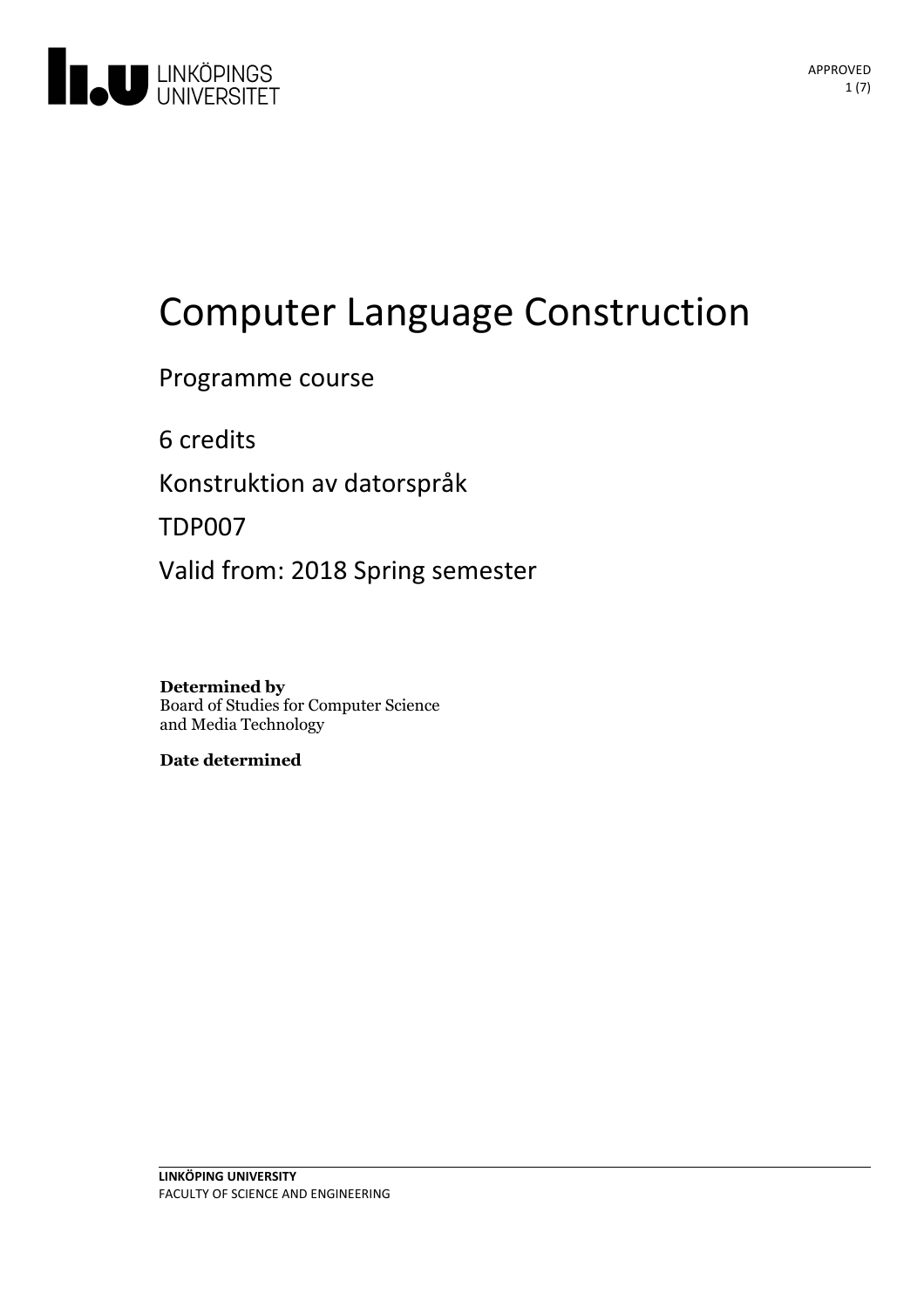# Computer Language Construction

Programme course

6 credits

Konstruktion av datorspråk

TDP007

Valid from: 2018 Spring semester

**Determined by**
Board of Studies for Computer Science and Media Technology

**Date determined**

**LINKÖPING UNIVERSITY**
FACULTY OF SCIENCE AND ENGINEERING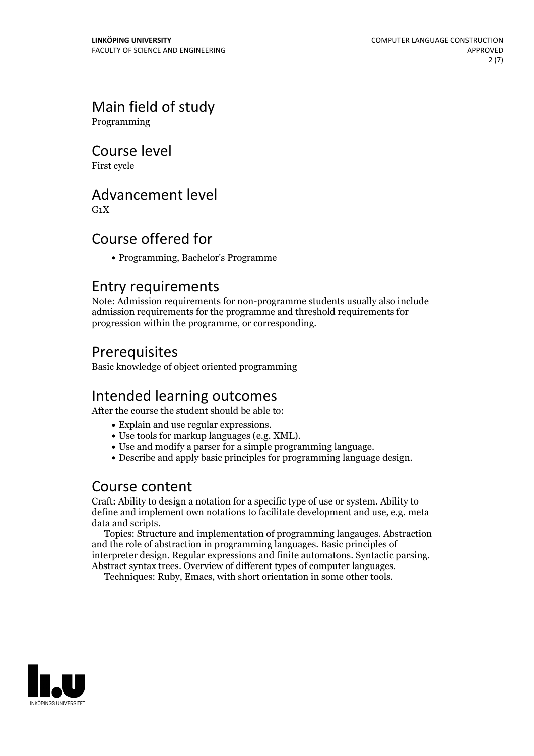## Main field of study

Programming

## Course level

First cycle

## Advancement level

G1X

## Course offered for

- Programming, Bachelor's Programme

## Entry requirements

Note: Admission requirements for non-programme students usually also include admission requirements for the programme and threshold requirements for progression within the programme, or corresponding.

## Prerequisites

Basic knowledge of object oriented programming

## Intended learning outcomes

After the course the student should be able to:

- Explain and use regular expressions.
- Use tools for markup languages (e.g. XML).
- Use and modify a parser for a simple programming language.
- Describe and apply basic principles for programming language design.

## Course content

Craft: Ability to design a notation for a specific type of use or system. Ability to define and implement own notations to facilitate development and use, e.g. meta data and scripts.

Topics: Structure and implementation of programming langauges. Abstraction and the role of abstraction in programming languages. Basic principles of interpreter design. Regular expressions and finite automatons. Syntactic parsing. Abstract syntax trees. Overview of different types of computer languages.

Techniques: Ruby, Emacs, with short orientation in some other tools.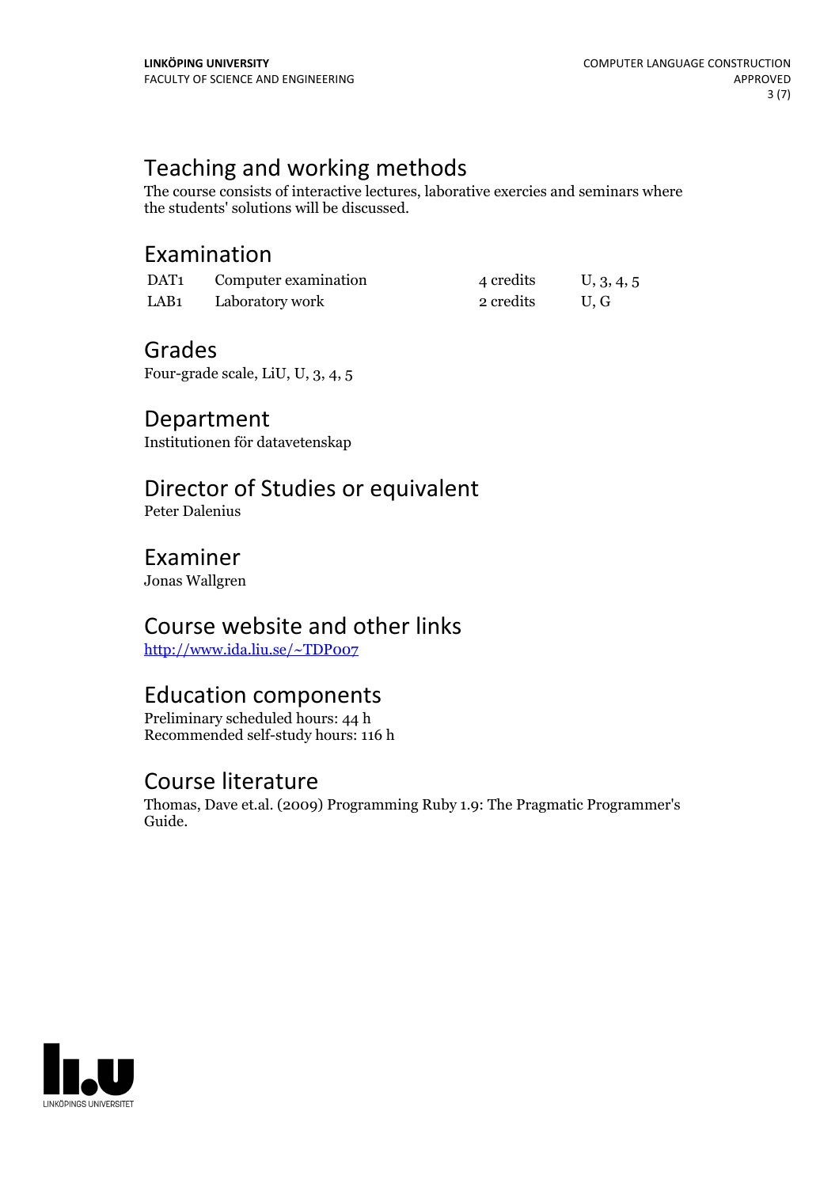## Teaching and working methods

The course consists of interactive lectures, laborative exercies and seminars where the students' solutions will be discussed.

## Examination

| | | | |
|---|---|---|---|
| DAT1 | Computer examination | 4 credits | U, 3, 4, 5 |
| LAB1 | Laboratory work | 2 credits | U, G |

## Grades

Four-grade scale, LiU, U, 3, 4, 5

## Department

Institutionen för datavetenskap

## Director of Studies or equivalent

Peter Dalenius

## Examiner

Jonas Wallgren

## Course website and other links

[http://www.ida.liu.se/~TDP007](http://www.ida.liu.se/~TDP007)

## Education components

Preliminary scheduled hours: 44 h
Recommended self-study hours: 116 h

## Course literature

Thomas, Dave et.al. (2009) Programming Ruby 1.9: The Pragmatic Programmer's Guide.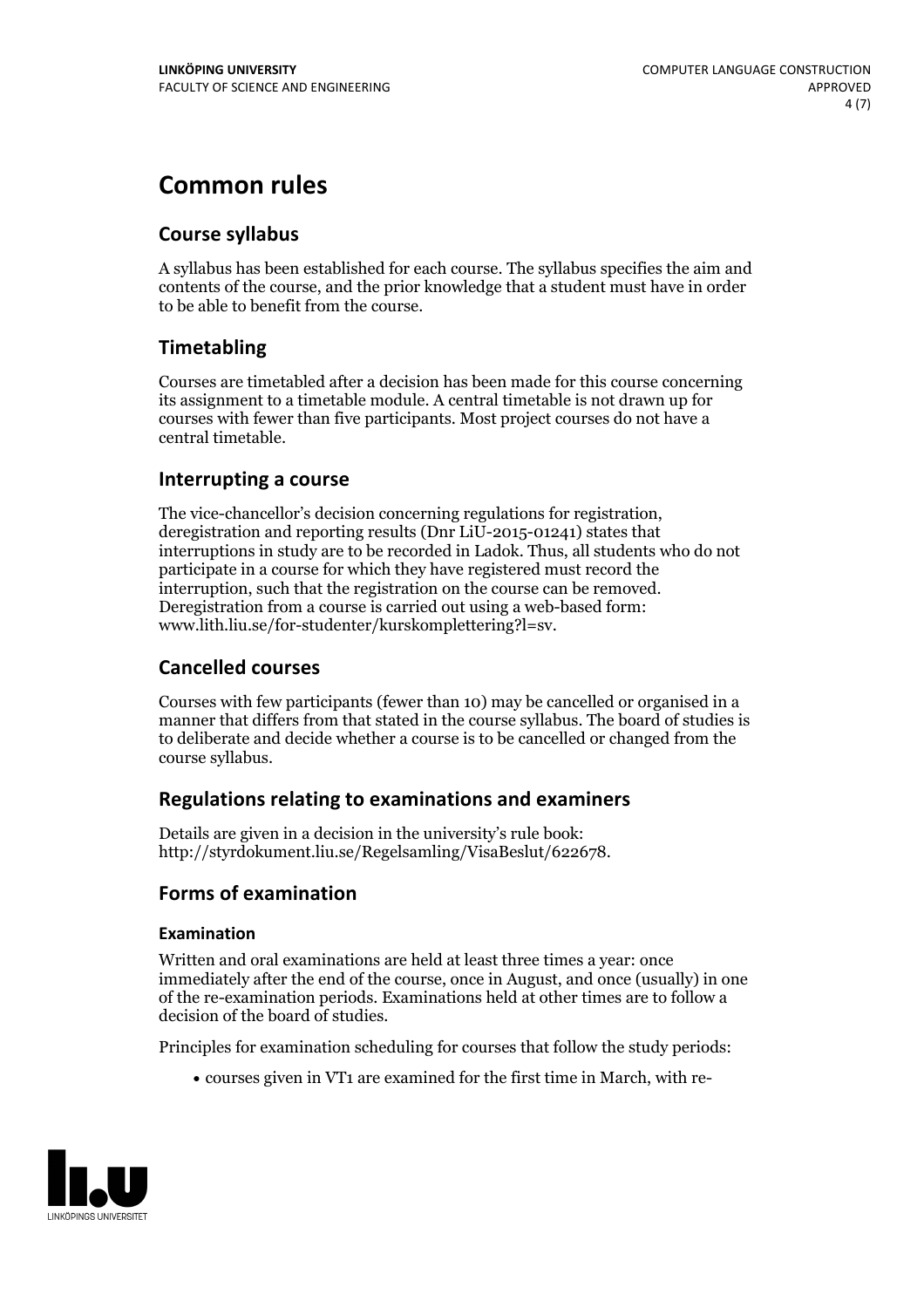# Common rules

## Course syllabus

A syllabus has been established for each course. The syllabus specifies the aim and contents of the course, and the prior knowledge that a student must have in order to be able to benefit from the course.

## Timetabling

Courses are timetabled after a decision has been made for this course concerning its assignment to a timetable module. A central timetable is not drawn up for courses with fewer than five participants. Most project courses do not have a central timetable.

## Interrupting a course

The vice-chancellor's decision concerning regulations for registration, deregistration and reporting results (Dnr LiU-2015-01241) states that interruptions in study are to be recorded in Ladok. Thus, all students who do not participate in a course for which they have registered must record the interruption, such that the registration on the course can be removed. Deregistration from a course is carried out using a web-based form: www.lith.liu.se/for-studenter/kurskomplettering?l=sv.

## Cancelled courses

Courses with few participants (fewer than 10) may be cancelled or organised in a manner that differs from that stated in the course syllabus. The board of studies is to deliberate and decide whether a course is to be cancelled or changed from the course syllabus.

## Regulations relating to examinations and examiners

Details are given in a decision in the university's rule book: http://styrdokument.liu.se/Regelsamling/VisaBeslut/622678.

## Forms of examination

### Examination

Written and oral examinations are held at least three times a year: once immediately after the end of the course, once in August, and once (usually) in one of the re-examination periods. Examinations held at other times are to follow a decision of the board of studies.

Principles for examination scheduling for courses that follow the study periods:

- courses given in VT1 are examined for the first time in March, with re-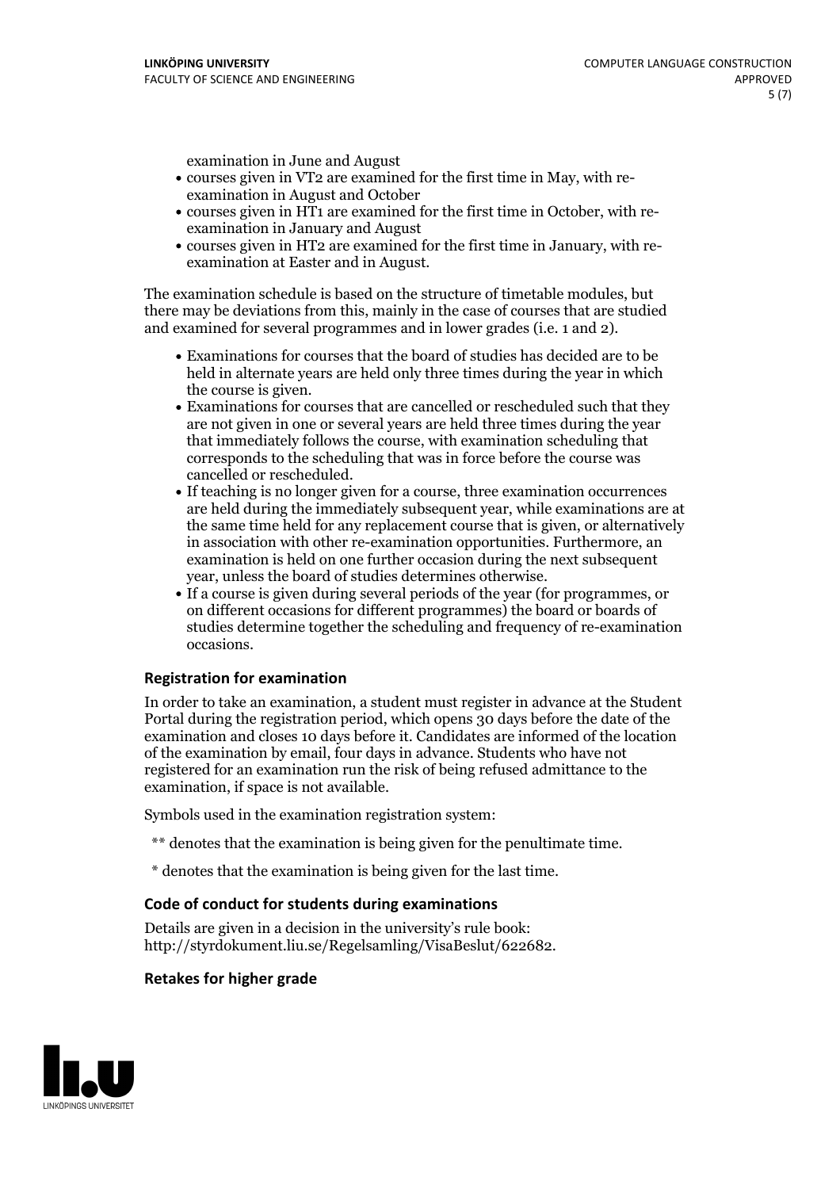examination in June and August

- courses given in VT2 are examined for the first time in May, with re-examination in August and October
- courses given in HT1 are examined for the first time in October, with re-examination in January and August
- courses given in HT2 are examined for the first time in January, with re-examination at Easter and in August.

The examination schedule is based on the structure of timetable modules, but there may be deviations from this, mainly in the case of courses that are studied and examined for several programmes and in lower grades (i.e. 1 and 2).

- Examinations for courses that the board of studies has decided are to be held in alternate years are held only three times during the year in which the course is given.
- Examinations for courses that are cancelled or rescheduled such that they are not given in one or several years are held three times during the year that immediately follows the course, with examination scheduling that corresponds to the scheduling that was in force before the course was cancelled or rescheduled.
- If teaching is no longer given for a course, three examination occurrences are held during the immediately subsequent year, while examinations are at the same time held for any replacement course that is given, or alternatively in association with other re-examination opportunities. Furthermore, an examination is held on one further occasion during the next subsequent year, unless the board of studies determines otherwise.
- If a course is given during several periods of the year (for programmes, or on different occasions for different programmes) the board or boards of studies determine together the scheduling and frequency of re-examination occasions.

### Registration for examination

In order to take an examination, a student must register in advance at the Student Portal during the registration period, which opens 30 days before the date of the examination and closes 10 days before it. Candidates are informed of the location of the examination by email, four days in advance. Students who have not registered for an examination run the risk of being refused admittance to the examination, if space is not available.

Symbols used in the examination registration system:

** denotes that the examination is being given for the penultimate time.

* denotes that the examination is being given for the last time.

### Code of conduct for students during examinations

Details are given in a decision in the university's rule book: http://styrdokument.liu.se/Regelsamling/VisaBeslut/622682.

### Retakes for higher grade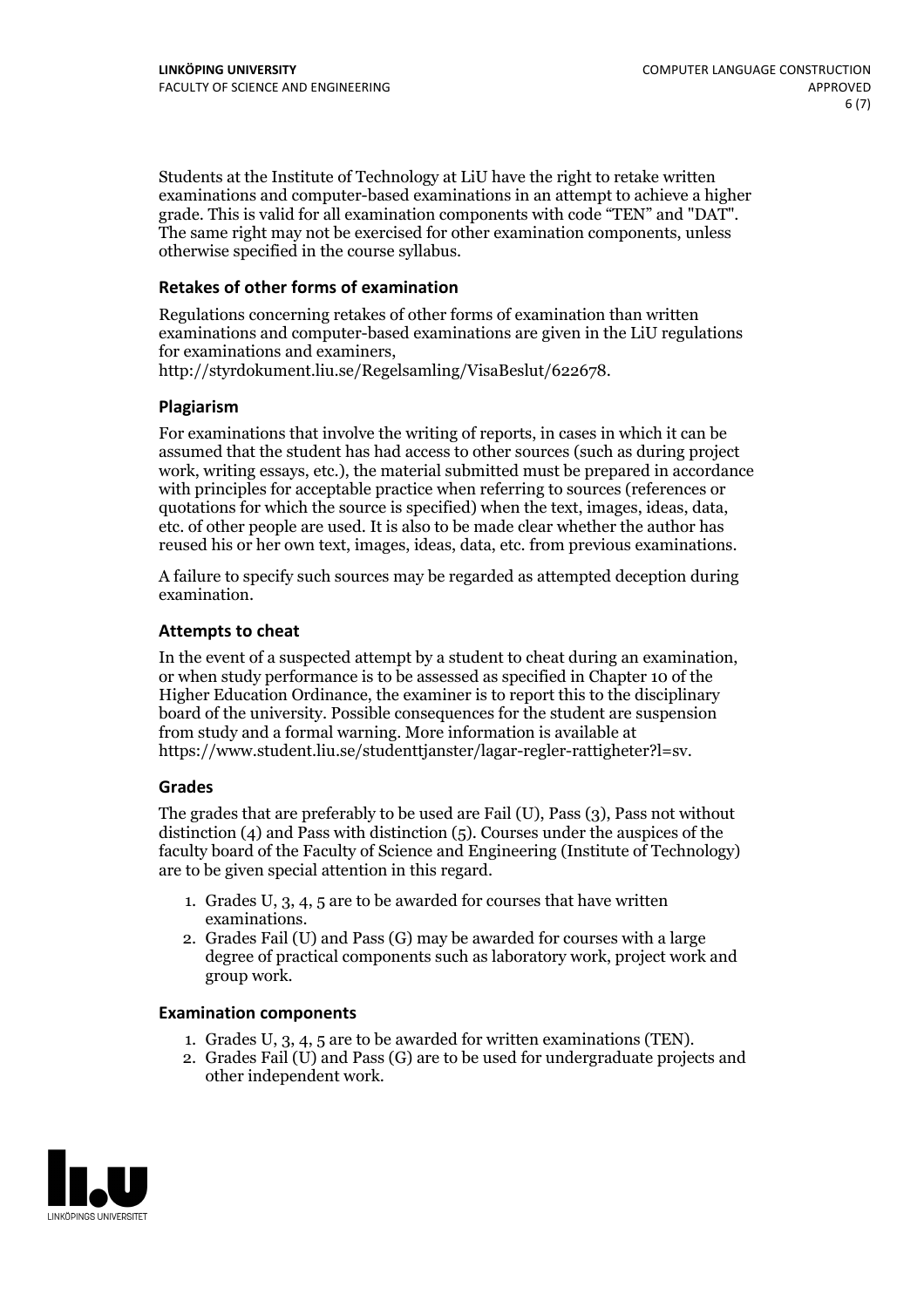Students at the Institute of Technology at LiU have the right to retake written examinations and computer-based examinations in an attempt to achieve a higher grade. This is valid for all examination components with code "TEN" and "DAT". The same right may not be exercised for other examination components, unless otherwise specified in the course syllabus.

### Retakes of other forms of examination

Regulations concerning retakes of other forms of examination than written examinations and computer-based examinations are given in the LiU regulations for examinations and examiners, http://styrdokument.liu.se/Regelsamling/VisaBeslut/622678.

### Plagiarism

For examinations that involve the writing of reports, in cases in which it can be assumed that the student has had access to other sources (such as during project work, writing essays, etc.), the material submitted must be prepared in accordance with principles for acceptable practice when referring to sources (references or quotations for which the source is specified) when the text, images, ideas, data, etc. of other people are used. It is also to be made clear whether the author has reused his or her own text, images, ideas, data, etc. from previous examinations.

A failure to specify such sources may be regarded as attempted deception during examination.

### Attempts to cheat

In the event of a suspected attempt by a student to cheat during an examination, or when study performance is to be assessed as specified in Chapter 10 of the Higher Education Ordinance, the examiner is to report this to the disciplinary board of the university. Possible consequences for the student are suspension from study and a formal warning. More information is available at https://www.student.liu.se/studenttjanster/lagar-regler-rattigheter?l=sv.

### Grades

The grades that are preferably to be used are Fail (U), Pass (3), Pass not without distinction (4) and Pass with distinction (5). Courses under the auspices of the faculty board of the Faculty of Science and Engineering (Institute of Technology) are to be given special attention in this regard.

1. Grades U, 3, 4, 5 are to be awarded for courses that have written examinations.
2. Grades Fail (U) and Pass (G) may be awarded for courses with a large degree of practical components such as laboratory work, project work and group work.

### Examination components

1. Grades U, 3, 4, 5 are to be awarded for written examinations (TEN).
2. Grades Fail (U) and Pass (G) are to be used for undergraduate projects and other independent work.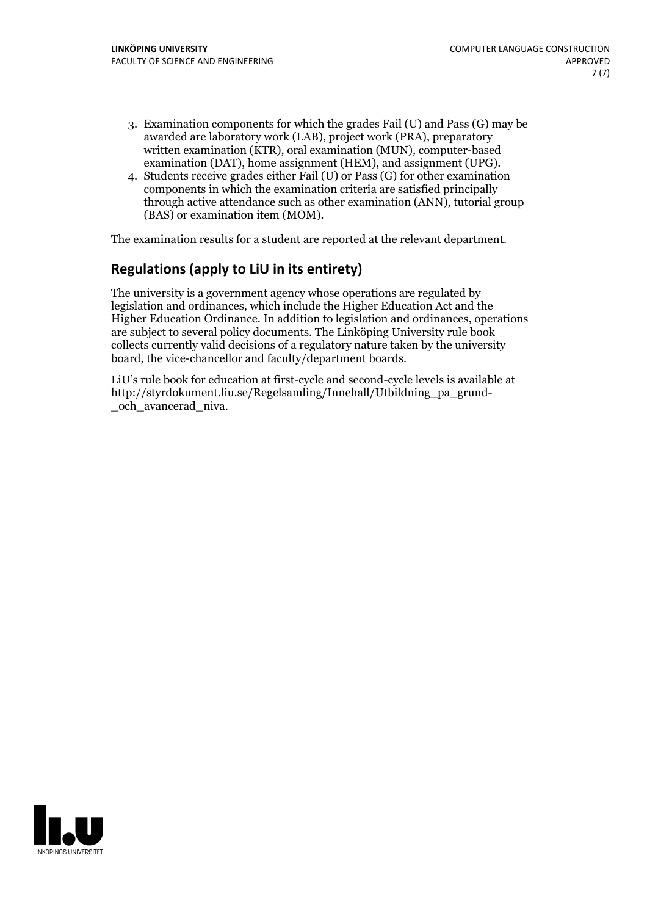3. Examination components for which the grades Fail (U) and Pass (G) may be awarded are laboratory work (LAB), project work (PRA), preparatory written examination (KTR), oral examination (MUN), computer-based examination (DAT), home assignment (HEM), and assignment (UPG).
4. Students receive grades either Fail (U) or Pass (G) for other examination components in which the examination criteria are satisfied principally through active attendance such as other examination (ANN), tutorial group (BAS) or examination item (MOM).

The examination results for a student are reported at the relevant department.

## Regulations (apply to LiU in its entirety)

The university is a government agency whose operations are regulated by legislation and ordinances, which include the Higher Education Act and the Higher Education Ordinance. In addition to legislation and ordinances, operations are subject to several policy documents. The Linköping University rule book collects currently valid decisions of a regulatory nature taken by the university board, the vice-chancellor and faculty/department boards.

LiU's rule book for education at first-cycle and second-cycle levels is available at http://styrdokument.liu.se/Regelsamling/Innehall/Utbildning_pa_grund-_och_avancerad_niva.